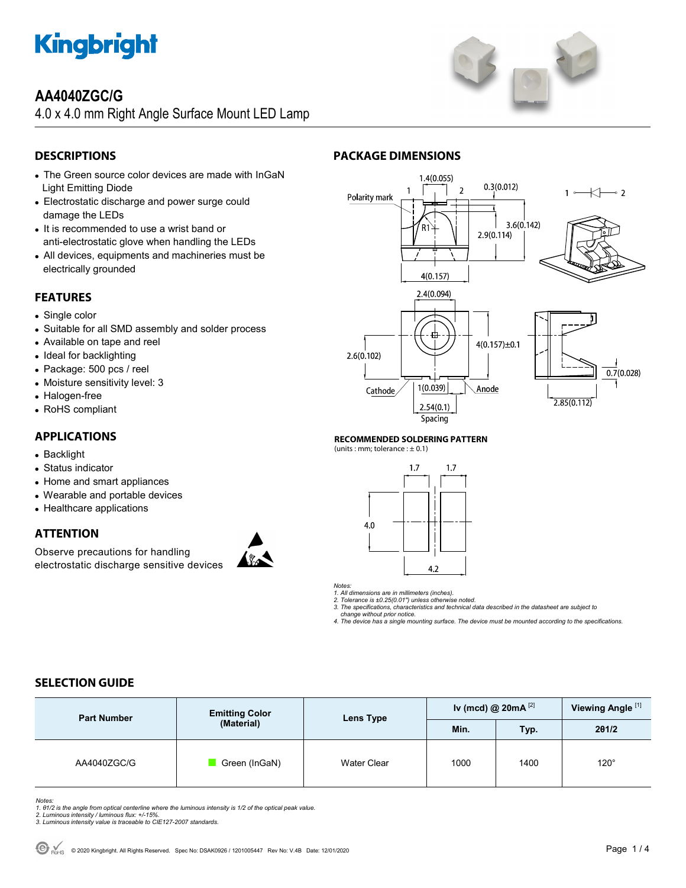# AA4040ZGC/G

4.0 x 4.0 mm Right Angle Surface Mount LED Lamp

## DESCRIPTIONS

- The Green source color devices are made with InGaN Light Emitting Diode
- Electrostatic discharge and power surge could damage the LEDs
- It is recommended to use a wrist band or anti-electrostatic glove when handling the LEDs
- All devices, equipments and machineries must be electrically grounded

## FEATURES

- Single color
- Suitable for all SMD assembly and solder process
- Available on tape and reel
- Ideal for backlighting
- Package: 500 pcs / reel
- Moisture sensitivity level: 3
- Halogen-free
- RoHS compliant

## APPLICATIONS

- Backlight
- Status indicator
- Home and smart appliances
- Wearable and portable devices
- Healthcare applications

## ATTENTION

Observe precautions for handling electrostatic discharge sensitive devices

## PACKAGE DIMENSIONS

### RECOMMENDED SOLDERING PATTERN

(units : mm; tolerance : ± 0.1)

*Notes:*
*1. All dimensions are in millimeters (inches).*
*2. Tolerance is ±0.25(0.01") unless otherwise noted.*
*3. The specifications, characteristics and technical data described in the datasheet are subject to change without prior notice.*
*4. The device has a single mounting surface. The device must be mounted according to the specifications.*

## SELECTION GUIDE

| Part Number | Emitting Color (Material) | Lens Type | Iv (mcd) @ 20mA [2] | | Viewing Angle [1] |
|---|---|---|---|---|---|
| | | | Min. | Typ. | 2θ1/2 |
| AA4040ZGC/G | Green (InGaN) | Water Clear | 1000 | 1400 | 120° |

*Notes:*
*1. θ1/2 is the angle from optical centerline where the luminous intensity is 1/2 of the optical peak value.*
*2. Luminous intensity / luminous flux: +/-15%.*
*3. Luminous intensity value is traceable to CIE127-2007 standards.*

© 2020 Kingbright. All Rights Reserved. Spec No: DSAK0926 / 1201005447 Rev No: V.4B Date: 12/01/2020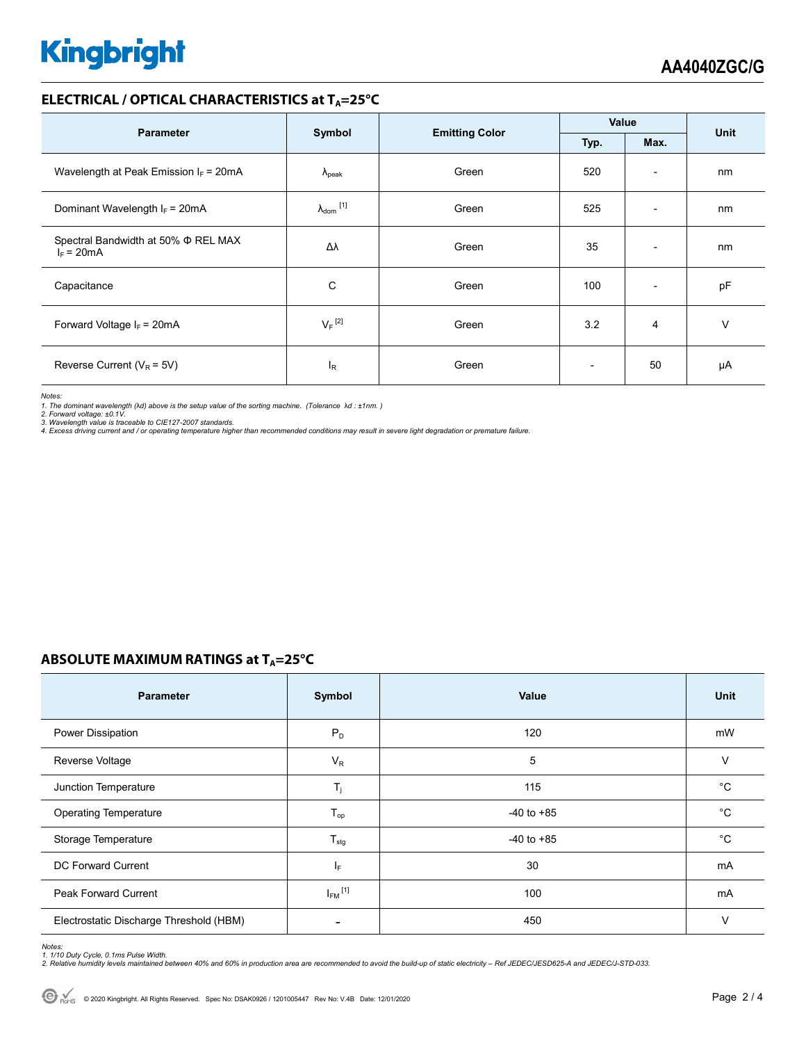## ELECTRICAL / OPTICAL CHARACTERISTICS at $T_A$=25°C

| Parameter | Symbol | Emitting Color | Value | | Unit |
|---|---|---|---|---|---|
| | | | Typ. | Max. | |
| Wavelength at Peak Emission $I_F$ = 20mA | $λ_{peak}$ | Green | 520 | - | nm |
| Dominant Wavelength $I_F$ = 20mA | $λ_{dom}$ [1] | Green | 525 | - | nm |
| Spectral Bandwidth at 50% Φ REL MAX $I_F$ = 20mA | Δλ | Green | 35 | - | nm |
| Capacitance | C | Green | 100 | - | pF |
| Forward Voltage $I_F$ = 20mA | $V_F$ [2] | Green | 3.2 | 4 | V |
| Reverse Current ($V_R$ = 5V) | $I_R$ | Green | - | 50 | µA |

*Notes:*
*1. The dominant wavelength (λd) above is the setup value of the sorting machine. (Tolerance λd : ±1nm. )*
*2. Forward voltage: ±0.1V.*
*3. Wavelength value is traceable to CIE127-2007 standards.*
*4. Excess driving current and / or operating temperature higher than recommended conditions may result in severe light degradation or premature failure.*

## ABSOLUTE MAXIMUM RATINGS at $T_A$=25°C

| Parameter | Symbol | Value | Unit |
|---|---|---|---|
| Power Dissipation | $P_D$ | 120 | mW |
| Reverse Voltage | $V_R$ | 5 | V |
| Junction Temperature | $T_j$ | 115 | °C |
| Operating Temperature | $T_{op}$ | -40 to +85 | °C |
| Storage Temperature | $T_{stg}$ | -40 to +85 | °C |
| DC Forward Current | $I_F$ | 30 | mA |
| Peak Forward Current | $I_{FM}$ [1] | 100 | mA |
| Electrostatic Discharge Threshold (HBM) | - | 450 | V |

*Notes:*
*1. 1/10 Duty Cycle, 0.1ms Pulse Width.*
*2. Relative humidity levels maintained between 40% and 60% in production area are recommended to avoid the build-up of static electricity – Ref JEDEC/JESD625-A and JEDEC/J-STD-033.*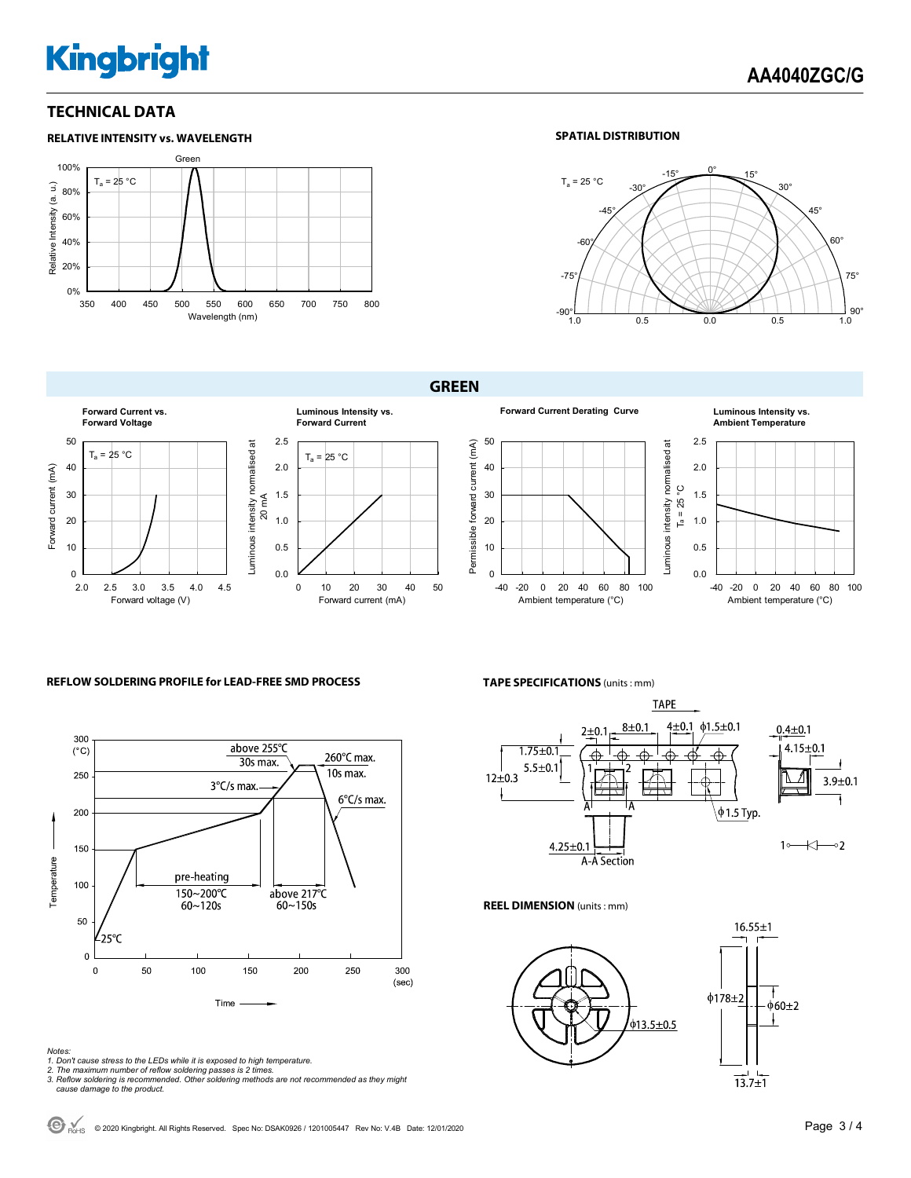## TECHNICAL DATA

### RELATIVE INTENSITY vs. WAVELENGTH

Green

$T_a$ = 25 °C

Relative Intensity (a. u.)

100%
80%
60%
40%
20%
0%

350 400 450 500 550 600 650 700 750 800

Wavelength (nm)

### SPATIAL DISTRIBUTION

$T_a$ = 25 °C

0° 15° 30° 45° 60° 75° 90° -15° -30° -45° -60° -75° -90°

1.0 0.5 0.0 0.5 1.0

## GREEN

**Forward Current vs. Forward Voltage**

$T_a$ = 25 °C

Forward current (mA): 0 10 20 30 40 50

Forward voltage (V): 2.0 2.5 3.0 3.5 4.0 4.5

**Luminous Intensity vs. Forward Current**

$T_a$ = 25 °C

Luminous intensity normalised at 20 mA: 0.0 0.5 1.0 1.5 2.0 2.5

Forward current (mA): 0 10 20 30 40 50

**Forward Current Derating Curve**

Permissible forward current (mA): 0 10 20 30 40 50

Ambient temperature (°C): -40 -20 0 20 40 60 80 100

**Luminous Intensity vs. Ambient Temperature**

Luminous intensity normalised at $T_a$ = 25 °C: 0.0 0.5 1.0 1.5 2.0 2.5

Ambient temperature (°C): -40 -20 0 20 40 60 80 100

### REFLOW SOLDERING PROFILE for LEAD-FREE SMD PROCESS

Temperature (°C): 0 50 100 150 200 250 300

Time (sec): 0 50 100 150 200 250 300

- 25°C
- pre-heating 150~200°C 60~120s
- 3°C/s max.
- above 255°C 30s max.
- 260°C max. 10s max.
- above 217°C 60~150s
- 6°C/s max.

*Notes:*
*1. Don't cause stress to the LEDs while it is exposed to high temperature.*
*2. The maximum number of reflow soldering passes is 2 times.*
*3. Reflow soldering is recommended. Other soldering methods are not recommended as they might cause damage to the product.*

### TAPE SPECIFICATIONS (units : mm)

TAPE

2±0.1, 8±0.1, 4±0.1, ϕ1.5±0.1, 1.75±0.1, 5.5±0.1, 12±0.3, ϕ1.5 Typ., 4.25±0.1, A-A Section, 0.4±0.1, 4.15±0.1, 3.9±0.1

1 —◁— 2

### REEL DIMENSION (units : mm)

16.55±1, ϕ178±2, ϕ60±2, ϕ13.5±0.5, 13.7±1

© 2020 Kingbright. All Rights Reserved. Spec No: DSAK0926 / 1201005447 Rev No: V.4B Date: 12/01/2020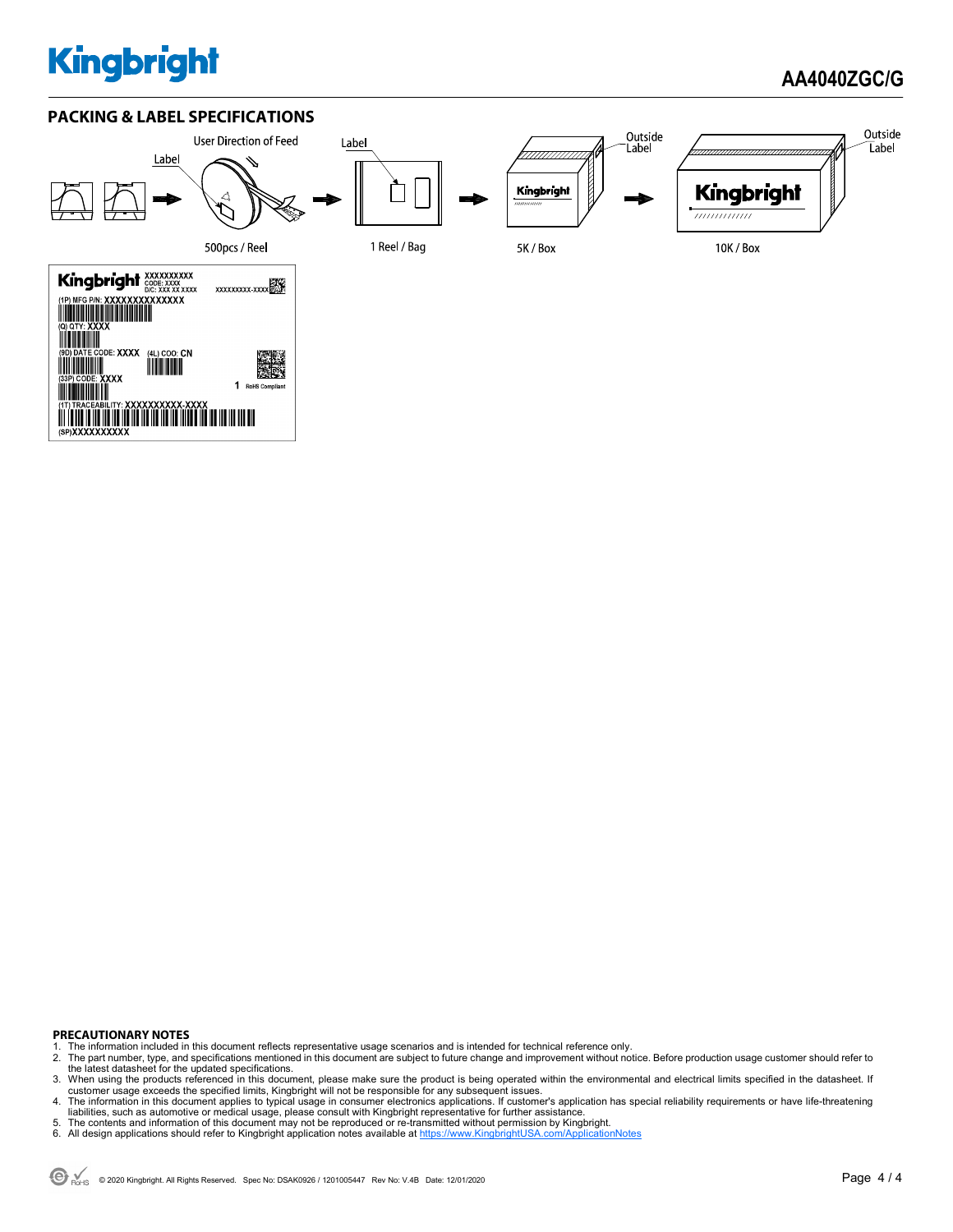## PACKING & LABEL SPECIFICATIONS

User Direction of Feed

Label

Label

Outside Label

Outside Label

500pcs / Reel

1 Reel / Bag

5K / Box

10K / Box

Kingbright XXXXXXXXXX
CODE: XXXX
D/C: XXX XX XXXX
XXXXXXXXX-XXXX
(1P) MFG P/N: XXXXXXXXXXXXXX
(Q) QTY: XXXX
(9D) DATE CODE: XXXX (4L) COO: CN
(33P) CODE: XXXX
1 RoHS Compliant
(1T) TRACEABILITY: XXXXXXXXXX-XXXX
(SP)XXXXXXXXXX

### PRECAUTIONARY NOTES

1. The information included in this document reflects representative usage scenarios and is intended for technical reference only.
2. The part number, type, and specifications mentioned in this document are subject to future change and improvement without notice. Before production usage customer should refer to the latest datasheet for the updated specifications.
3. When using the products referenced in this document, please make sure the product is being operated within the environmental and electrical limits specified in the datasheet. If customer usage exceeds the specified limits, Kingbright will not be responsible for any subsequent issues.
4. The information in this document applies to typical usage in consumer electronics applications. If customer's application has special reliability requirements or have life-threatening liabilities, such as automotive or medical usage, please consult with Kingbright representative for further assistance.
5. The contents and information of this document may not be reproduced or re-transmitted without permission by Kingbright.
6. All design applications should refer to Kingbright application notes available at https://www.KingbrightUSA.com/ApplicationNotes